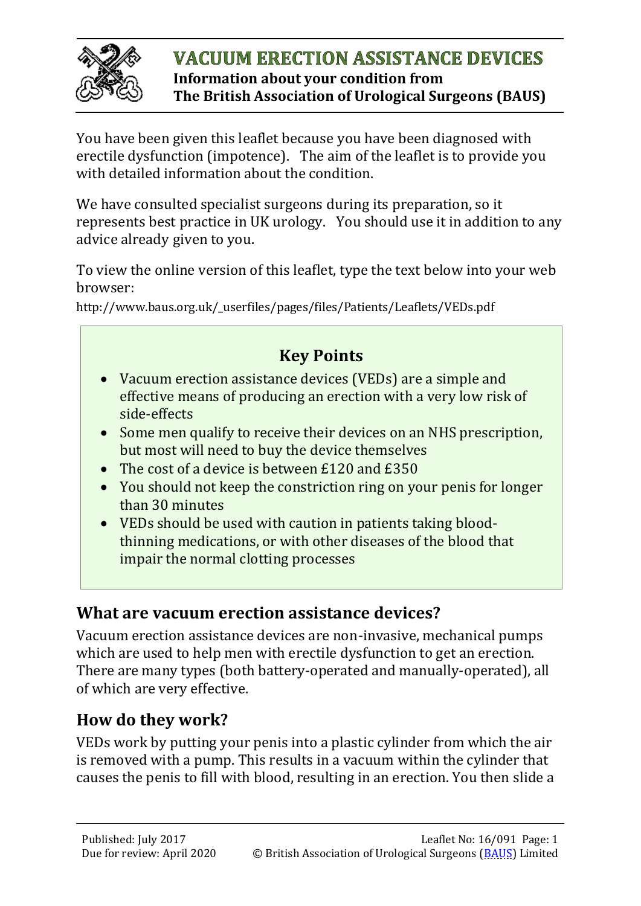# VACUUM ERECTION ASSISTANCE DEVICES

**Information about your condition from**
**The British Association of Urological Surgeons (BAUS)**

You have been given this leaflet because you have been diagnosed with erectile dysfunction (impotence). The aim of the leaflet is to provide you with detailed information about the condition.

We have consulted specialist surgeons during its preparation, so it represents best practice in UK urology. You should use it in addition to any advice already given to you.

To view the online version of this leaflet, type the text below into your web browser:

http://www.baus.org.uk/_userfiles/pages/files/Patients/Leaflets/VEDs.pdf

### Key Points

- Vacuum erection assistance devices (VEDs) are a simple and effective means of producing an erection with a very low risk of side-effects
- Some men qualify to receive their devices on an NHS prescription, but most will need to buy the device themselves
- The cost of a device is between £120 and £350
- You should not keep the constriction ring on your penis for longer than 30 minutes
- VEDs should be used with caution in patients taking blood-thinning medications, or with other diseases of the blood that impair the normal clotting processes

## What are vacuum erection assistance devices?

Vacuum erection assistance devices are non-invasive, mechanical pumps which are used to help men with erectile dysfunction to get an erection. There are many types (both battery-operated and manually-operated), all of which are very effective.

## How do they work?

VEDs work by putting your penis into a plastic cylinder from which the air is removed with a pump. This results in a vacuum within the cylinder that causes the penis to fill with blood, resulting in an erection. You then slide a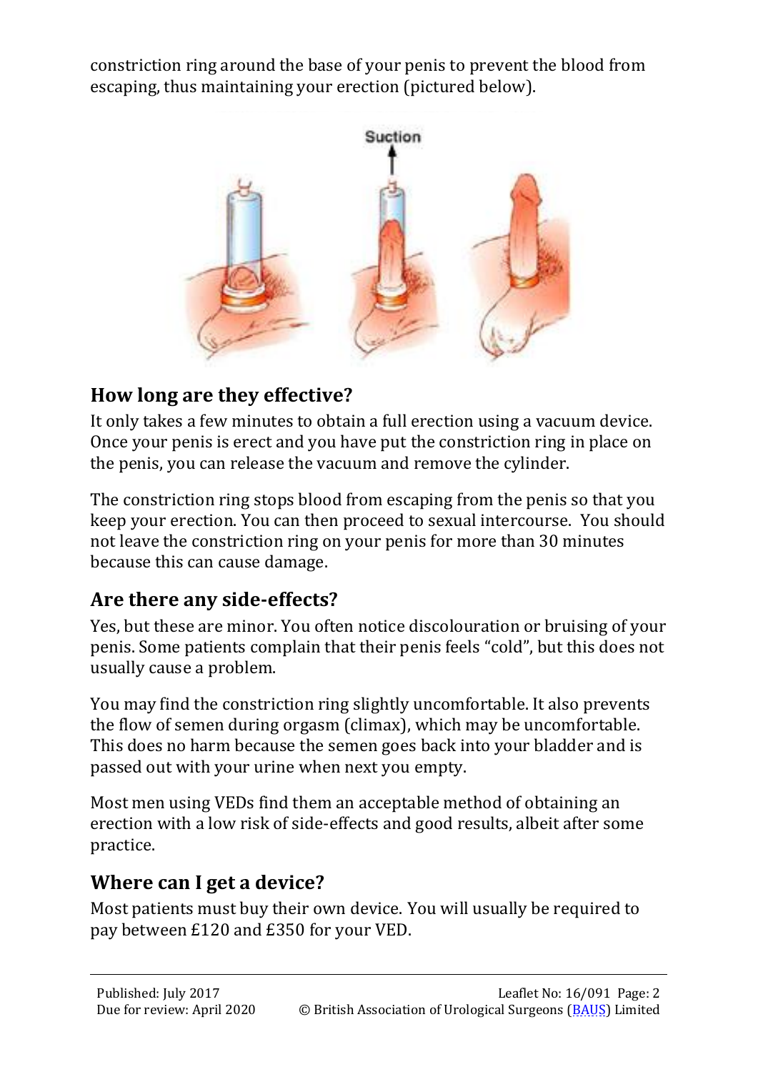constriction ring around the base of your penis to prevent the blood from escaping, thus maintaining your erection (pictured below).

## How long are they effective?

It only takes a few minutes to obtain a full erection using a vacuum device. Once your penis is erect and you have put the constriction ring in place on the penis, you can release the vacuum and remove the cylinder.

The constriction ring stops blood from escaping from the penis so that you keep your erection. You can then proceed to sexual intercourse. You should not leave the constriction ring on your penis for more than 30 minutes because this can cause damage.

## Are there any side-effects?

Yes, but these are minor. You often notice discolouration or bruising of your penis. Some patients complain that their penis feels "cold", but this does not usually cause a problem.

You may find the constriction ring slightly uncomfortable. It also prevents the flow of semen during orgasm (climax), which may be uncomfortable. This does no harm because the semen goes back into your bladder and is passed out with your urine when next you empty.

Most men using VEDs find them an acceptable method of obtaining an erection with a low risk of side-effects and good results, albeit after some practice.

## Where can I get a device?

Most patients must buy their own device. You will usually be required to pay between £120 and £350 for your VED.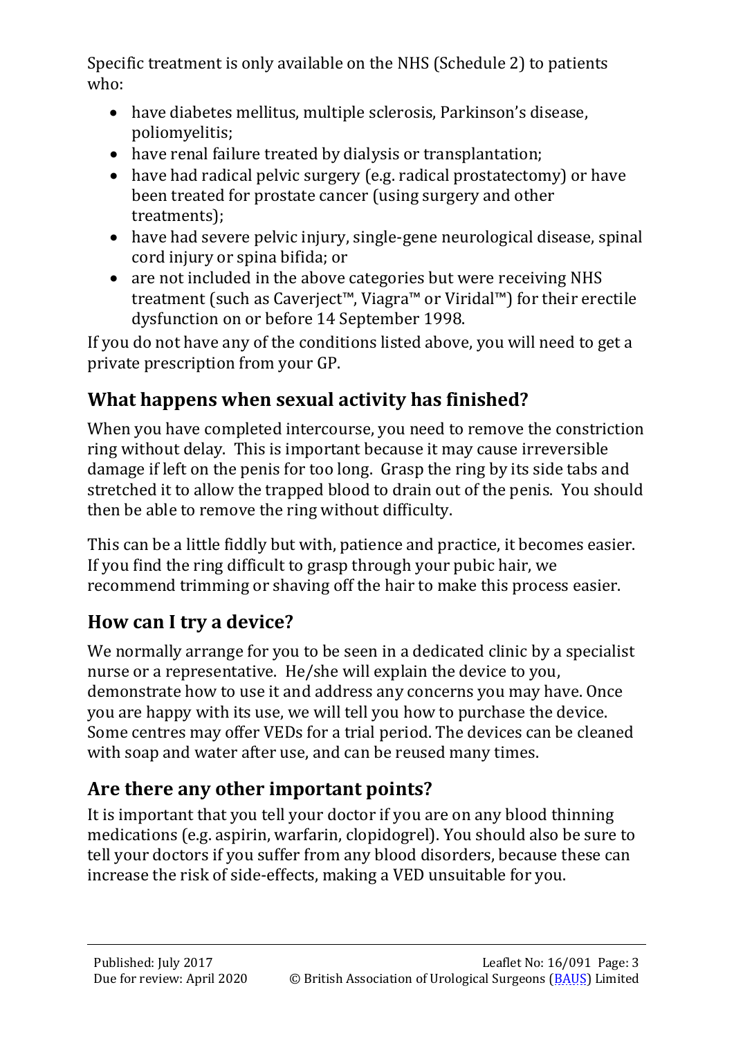Specific treatment is only available on the NHS (Schedule 2) to patients who:

- have diabetes mellitus, multiple sclerosis, Parkinson's disease, poliomyelitis;
- have renal failure treated by dialysis or transplantation;
- have had radical pelvic surgery (e.g. radical prostatectomy) or have been treated for prostate cancer (using surgery and other treatments);
- have had severe pelvic injury, single-gene neurological disease, spinal cord injury or spina bifida; or
- are not included in the above categories but were receiving NHS treatment (such as Caverject™, Viagra™ or Viridal™) for their erectile dysfunction on or before 14 September 1998.

If you do not have any of the conditions listed above, you will need to get a private prescription from your GP.

## What happens when sexual activity has finished?

When you have completed intercourse, you need to remove the constriction ring without delay. This is important because it may cause irreversible damage if left on the penis for too long. Grasp the ring by its side tabs and stretched it to allow the trapped blood to drain out of the penis. You should then be able to remove the ring without difficulty.

This can be a little fiddly but with, patience and practice, it becomes easier. If you find the ring difficult to grasp through your pubic hair, we recommend trimming or shaving off the hair to make this process easier.

## How can I try a device?

We normally arrange for you to be seen in a dedicated clinic by a specialist nurse or a representative. He/she will explain the device to you, demonstrate how to use it and address any concerns you may have. Once you are happy with its use, we will tell you how to purchase the device. Some centres may offer VEDs for a trial period. The devices can be cleaned with soap and water after use, and can be reused many times.

## Are there any other important points?

It is important that you tell your doctor if you are on any blood thinning medications (e.g. aspirin, warfarin, clopidogrel). You should also be sure to tell your doctors if you suffer from any blood disorders, because these can increase the risk of side-effects, making a VED unsuitable for you.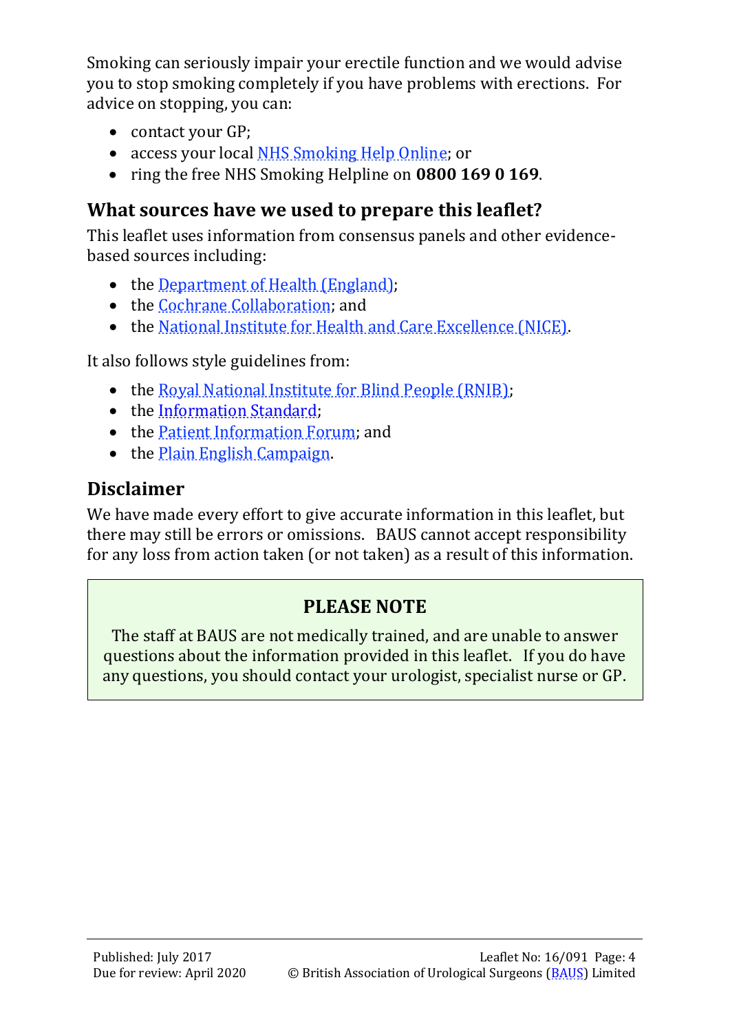Smoking can seriously impair your erectile function and we would advise you to stop smoking completely if you have problems with erections. For advice on stopping, you can:

- contact your GP;
- access your local NHS Smoking Help Online; or
- ring the free NHS Smoking Helpline on **0800 169 0 169**.

## What sources have we used to prepare this leaflet?

This leaflet uses information from consensus panels and other evidence-based sources including:

- the Department of Health (England);
- the Cochrane Collaboration; and
- the National Institute for Health and Care Excellence (NICE).

It also follows style guidelines from:

- the Royal National Institute for Blind People (RNIB);
- the Information Standard;
- the Patient Information Forum; and
- the Plain English Campaign.

## Disclaimer

We have made every effort to give accurate information in this leaflet, but there may still be errors or omissions. BAUS cannot accept responsibility for any loss from action taken (or not taken) as a result of this information.

**PLEASE NOTE**

The staff at BAUS are not medically trained, and are unable to answer questions about the information provided in this leaflet. If you do have any questions, you should contact your urologist, specialist nurse or GP.

Published: July 2017
Due for review: April 2020

Leaflet No: 16/091
© British Association of Urological Surgeons (BAUS) Limited